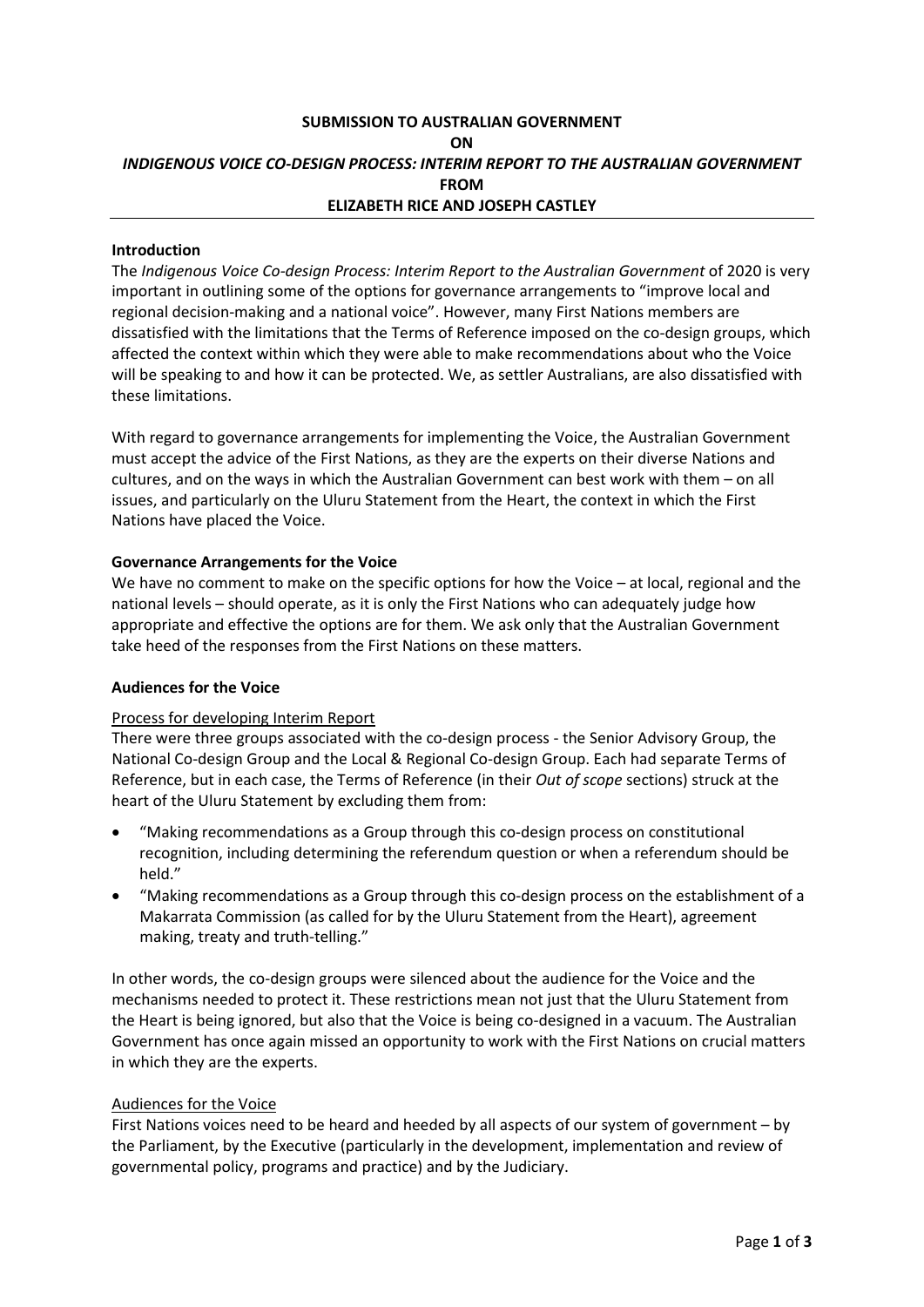# SUBMISSION TO AUSTRALIAN GOVERNMENT
# ON
# *INDIGENOUS VOICE CO-DESIGN PROCESS: INTERIM REPORT TO THE AUSTRALIAN GOVERNMENT*
# FROM
# ELIZABETH RICE AND JOSEPH CASTLEY

## Introduction

The *Indigenous Voice Co-design Process: Interim Report to the Australian Government* of 2020 is very important in outlining some of the options for governance arrangements to "improve local and regional decision-making and a national voice". However, many First Nations members are dissatisfied with the limitations that the Terms of Reference imposed on the co-design groups, which affected the context within which they were able to make recommendations about who the Voice will be speaking to and how it can be protected. We, as settler Australians, are also dissatisfied with these limitations.

With regard to governance arrangements for implementing the Voice, the Australian Government must accept the advice of the First Nations, as they are the experts on their diverse Nations and cultures, and on the ways in which the Australian Government can best work with them – on all issues, and particularly on the Uluru Statement from the Heart, the context in which the First Nations have placed the Voice.

## Governance Arrangements for the Voice

We have no comment to make on the specific options for how the Voice – at local, regional and the national levels – should operate, as it is only the First Nations who can adequately judge how appropriate and effective the options are for them. We ask only that the Australian Government take heed of the responses from the First Nations on these matters.

## Audiences for the Voice

### Process for developing Interim Report

There were three groups associated with the co-design process - the Senior Advisory Group, the National Co-design Group and the Local & Regional Co-design Group. Each had separate Terms of Reference, but in each case, the Terms of Reference (in their *Out of scope* sections) struck at the heart of the Uluru Statement by excluding them from:

- "Making recommendations as a Group through this co-design process on constitutional recognition, including determining the referendum question or when a referendum should be held."
- "Making recommendations as a Group through this co-design process on the establishment of a Makarrata Commission (as called for by the Uluru Statement from the Heart), agreement making, treaty and truth-telling."

In other words, the co-design groups were silenced about the audience for the Voice and the mechanisms needed to protect it. These restrictions mean not just that the Uluru Statement from the Heart is being ignored, but also that the Voice is being co-designed in a vacuum. The Australian Government has once again missed an opportunity to work with the First Nations on crucial matters in which they are the experts.

### Audiences for the Voice

First Nations voices need to be heard and heeded by all aspects of our system of government – by the Parliament, by the Executive (particularly in the development, implementation and review of governmental policy, programs and practice) and by the Judiciary.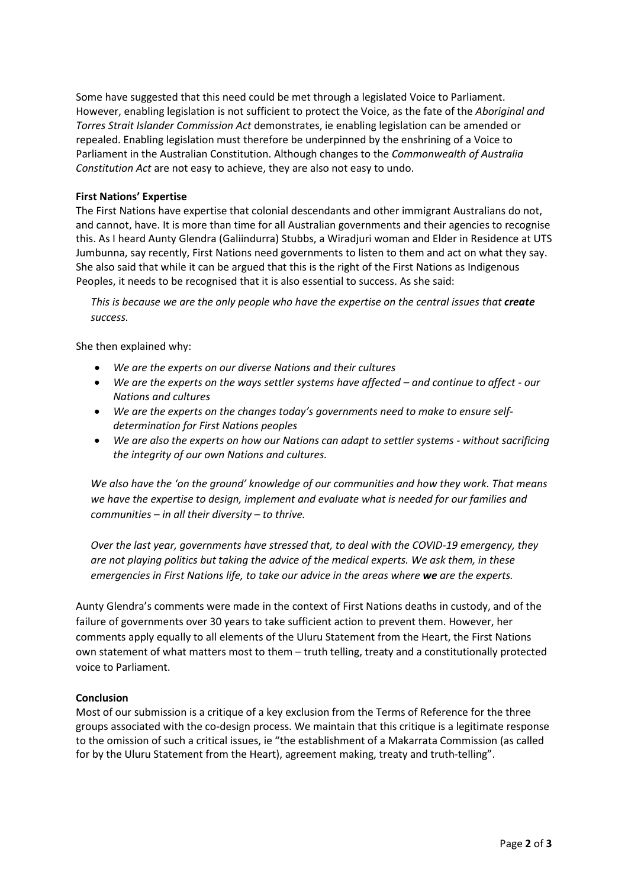Some have suggested that this need could be met through a legislated Voice to Parliament. However, enabling legislation is not sufficient to protect the Voice, as the fate of the *Aboriginal and Torres Strait Islander Commission Act* demonstrates, ie enabling legislation can be amended or repealed. Enabling legislation must therefore be underpinned by the enshrining of a Voice to Parliament in the Australian Constitution. Although changes to the *Commonwealth of Australia Constitution Act* are not easy to achieve, they are also not easy to undo.

**First Nations' Expertise**

The First Nations have expertise that colonial descendants and other immigrant Australians do not, and cannot, have. It is more than time for all Australian governments and their agencies to recognise this. As I heard Aunty Glendra (Galiindurra) Stubbs, a Wiradjuri woman and Elder in Residence at UTS Jumbunna, say recently, First Nations need governments to listen to them and act on what they say. She also said that while it can be argued that this is the right of the First Nations as Indigenous Peoples, it needs to be recognised that it is also essential to success. As she said:

> *This is because we are the only people who have the expertise on the central issues that **create** success.*

She then explained why:

- *We are the experts on our diverse Nations and their cultures*
- *We are the experts on the ways settler systems have affected – and continue to affect - our Nations and cultures*
- *We are the experts on the changes today's governments need to make to ensure self-determination for First Nations peoples*
- *We are also the experts on how our Nations can adapt to settler systems - without sacrificing the integrity of our own Nations and cultures.*

> *We also have the 'on the ground' knowledge of our communities and how they work. That means we have the expertise to design, implement and evaluate what is needed for our families and communities – in all their diversity – to thrive.*
>
> *Over the last year, governments have stressed that, to deal with the COVID-19 emergency, they are not playing politics but taking the advice of the medical experts. We ask them, in these emergencies in First Nations life, to take our advice in the areas where **we** are the experts.*

Aunty Glendra's comments were made in the context of First Nations deaths in custody, and of the failure of governments over 30 years to take sufficient action to prevent them. However, her comments apply equally to all elements of the Uluru Statement from the Heart, the First Nations own statement of what matters most to them – truth telling, treaty and a constitutionally protected voice to Parliament.

**Conclusion**

Most of our submission is a critique of a key exclusion from the Terms of Reference for the three groups associated with the co-design process. We maintain that this critique is a legitimate response to the omission of such a critical issues, ie "the establishment of a Makarrata Commission (as called for by the Uluru Statement from the Heart), agreement making, treaty and truth-telling".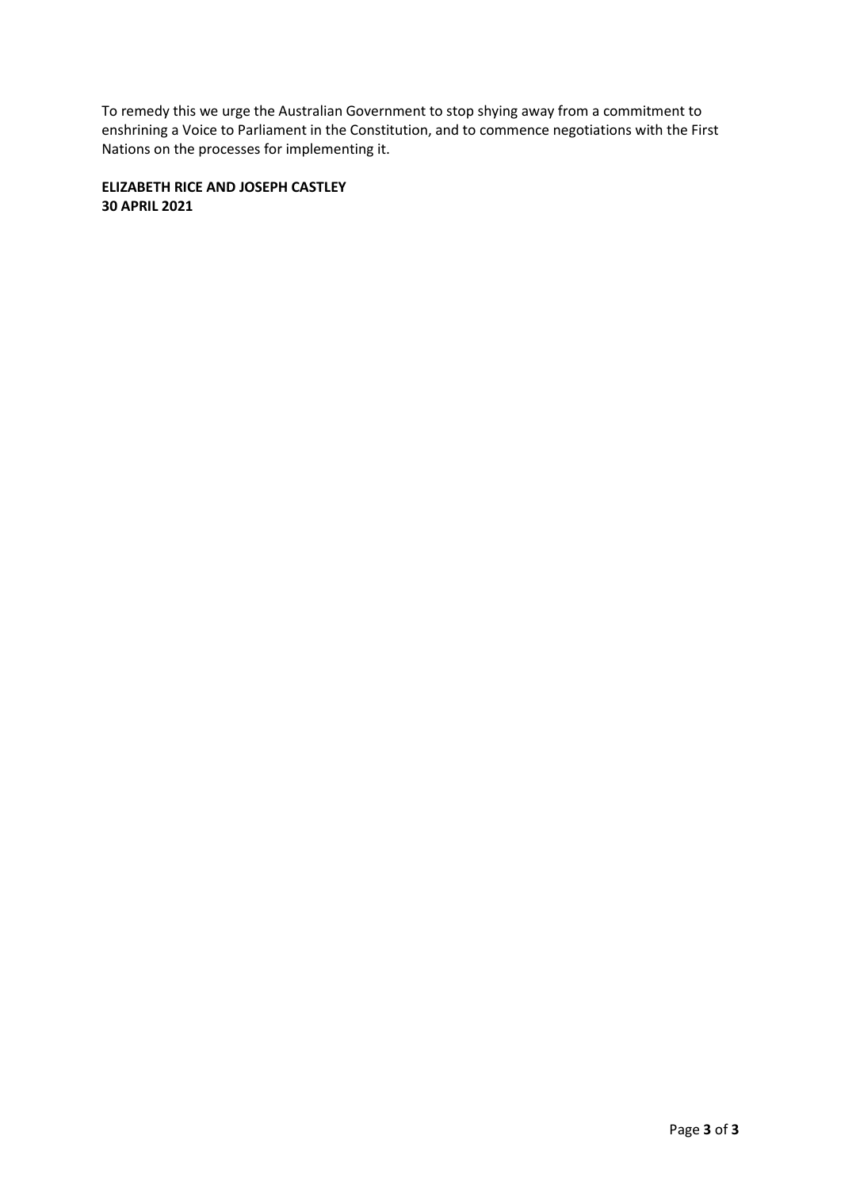To remedy this we urge the Australian Government to stop shying away from a commitment to enshrining a Voice to Parliament in the Constitution, and to commence negotiations with the First Nations on the processes for implementing it.

**ELIZABETH RICE AND JOSEPH CASTLEY**
**30 APRIL 2021**